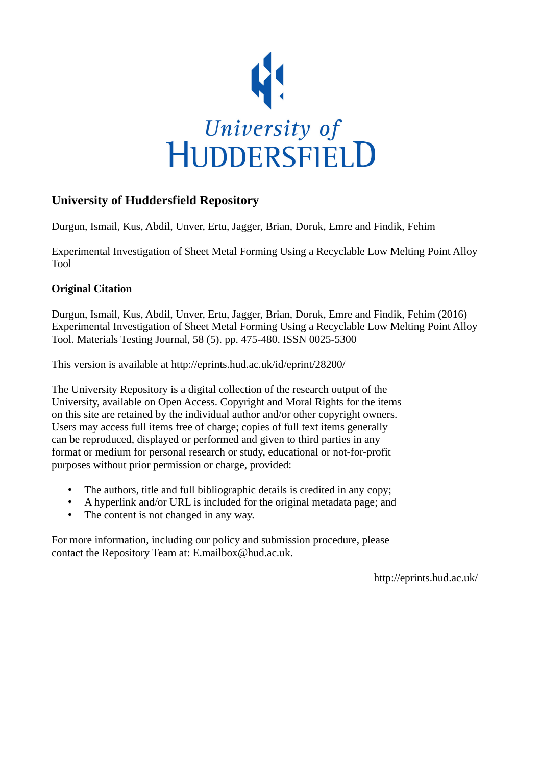University of HUDDERSFIELD

# University of Huddersfield Repository

Durgun, Ismail, Kus, Abdil, Unver, Ertu, Jagger, Brian, Doruk, Emre and Findik, Fehim

Experimental Investigation of Sheet Metal Forming Using a Recyclable Low Melting Point Alloy Tool

## Original Citation

Durgun, Ismail, Kus, Abdil, Unver, Ertu, Jagger, Brian, Doruk, Emre and Findik, Fehim (2016) Experimental Investigation of Sheet Metal Forming Using a Recyclable Low Melting Point Alloy Tool. Materials Testing Journal, 58 (5). pp. 475-480. ISSN 0025-5300

This version is available at http://eprints.hud.ac.uk/id/eprint/28200/

The University Repository is a digital collection of the research output of the University, available on Open Access. Copyright and Moral Rights for the items on this site are retained by the individual author and/or other copyright owners. Users may access full items free of charge; copies of full text items generally can be reproduced, displayed or performed and given to third parties in any format or medium for personal research or study, educational or not-for-profit purposes without prior permission or charge, provided:

- The authors, title and full bibliographic details is credited in any copy;
- A hyperlink and/or URL is included for the original metadata page; and
- The content is not changed in any way.

For more information, including our policy and submission procedure, please contact the Repository Team at: E.mailbox@hud.ac.uk.

http://eprints.hud.ac.uk/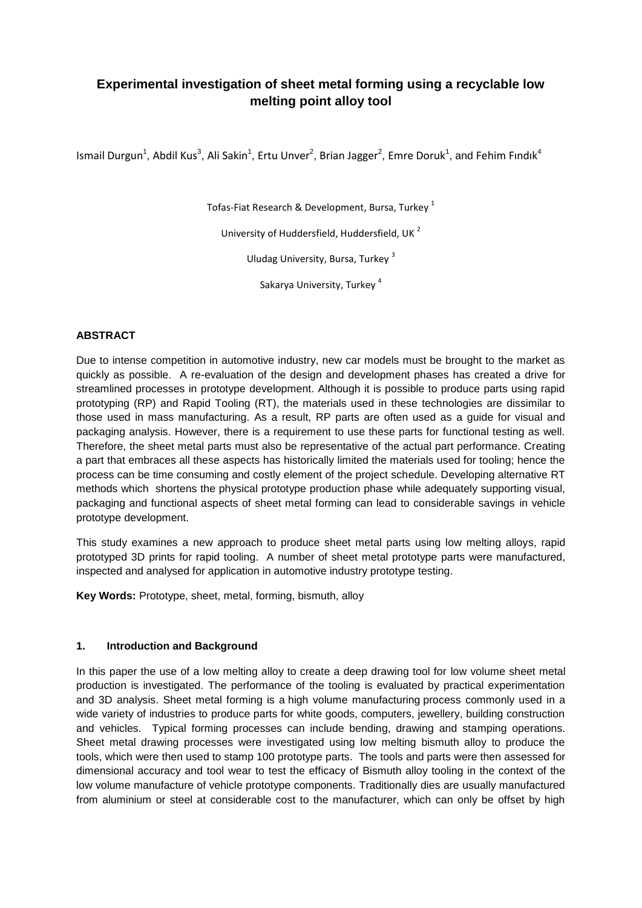# Experimental investigation of sheet metal forming using a recyclable low melting point alloy tool

Ismail Durgun[1], Abdil Kus[3], Ali Sakin[1], Ertu Unver[2], Brian Jagger[2], Emre Doruk[1], and Fehim Fındık[4]

Tofas-Fiat Research & Development, Bursa, Turkey [1]

University of Huddersfield, Huddersfield, UK [2]

Uludag University, Bursa, Turkey [3]

Sakarya University, Turkey [4]

## ABSTRACT

Due to intense competition in automotive industry, new car models must be brought to the market as quickly as possible. A re-evaluation of the design and development phases has created a drive for streamlined processes in prototype development. Although it is possible to produce parts using rapid prototyping (RP) and Rapid Tooling (RT), the materials used in these technologies are dissimilar to those used in mass manufacturing. As a result, RP parts are often used as a guide for visual and packaging analysis. However, there is a requirement to use these parts for functional testing as well. Therefore, the sheet metal parts must also be representative of the actual part performance. Creating a part that embraces all these aspects has historically limited the materials used for tooling; hence the process can be time consuming and costly element of the project schedule. Developing alternative RT methods which shortens the physical prototype production phase while adequately supporting visual, packaging and functional aspects of sheet metal forming can lead to considerable savings in vehicle prototype development.

This study examines a new approach to produce sheet metal parts using low melting alloys, rapid prototyped 3D prints for rapid tooling. A number of sheet metal prototype parts were manufactured, inspected and analysed for application in automotive industry prototype testing.

**Key Words:** Prototype, sheet, metal, forming, bismuth, alloy

## 1. Introduction and Background

In this paper the use of a low melting alloy to create a deep drawing tool for low volume sheet metal production is investigated. The performance of the tooling is evaluated by practical experimentation and 3D analysis. Sheet metal forming is a high volume manufacturing process commonly used in a wide variety of industries to produce parts for white goods, computers, jewellery, building construction and vehicles. Typical forming processes can include bending, drawing and stamping operations. Sheet metal drawing processes were investigated using low melting bismuth alloy to produce the tools, which were then used to stamp 100 prototype parts. The tools and parts were then assessed for dimensional accuracy and tool wear to test the efficacy of Bismuth alloy tooling in the context of the low volume manufacture of vehicle prototype components. Traditionally dies are usually manufactured from aluminium or steel at considerable cost to the manufacturer, which can only be offset by high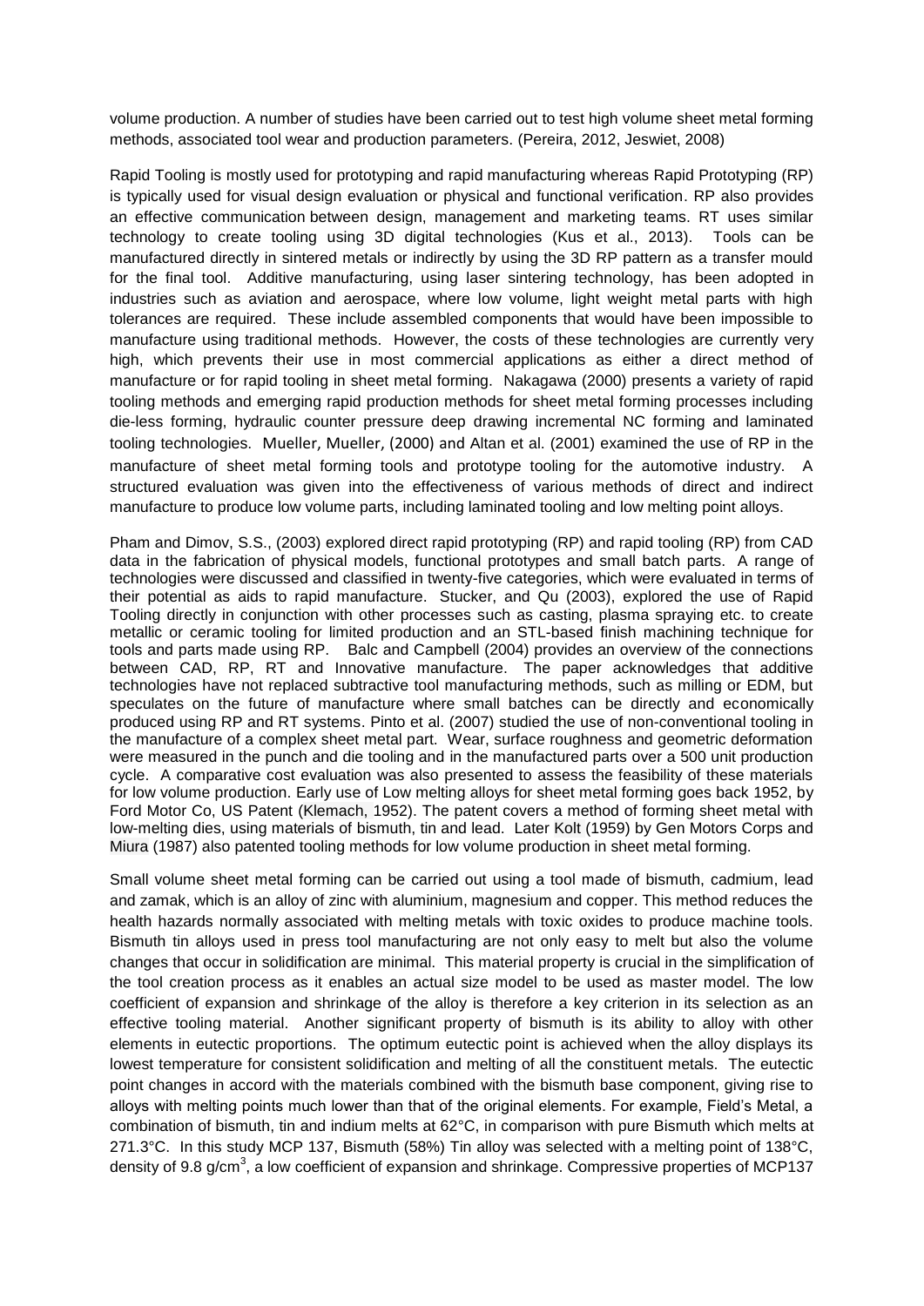volume production. A number of studies have been carried out to test high volume sheet metal forming methods, associated tool wear and production parameters. (Pereira, 2012, Jeswiet, 2008)

Rapid Tooling is mostly used for prototyping and rapid manufacturing whereas Rapid Prototyping (RP) is typically used for visual design evaluation or physical and functional verification. RP also provides an effective communication between design, management and marketing teams. RT uses similar technology to create tooling using 3D digital technologies (Kus et al., 2013). Tools can be manufactured directly in sintered metals or indirectly by using the 3D RP pattern as a transfer mould for the final tool. Additive manufacturing, using laser sintering technology, has been adopted in industries such as aviation and aerospace, where low volume, light weight metal parts with high tolerances are required. These include assembled components that would have been impossible to manufacture using traditional methods. However, the costs of these technologies are currently very high, which prevents their use in most commercial applications as either a direct method of manufacture or for rapid tooling in sheet metal forming. Nakagawa (2000) presents a variety of rapid tooling methods and emerging rapid production methods for sheet metal forming processes including die-less forming, hydraulic counter pressure deep drawing incremental NC forming and laminated tooling technologies. Mueller, Mueller, (2000) and Altan et al. (2001) examined the use of RP in the manufacture of sheet metal forming tools and prototype tooling for the automotive industry. A structured evaluation was given into the effectiveness of various methods of direct and indirect manufacture to produce low volume parts, including laminated tooling and low melting point alloys.

Pham and Dimov, S.S., (2003) explored direct rapid prototyping (RP) and rapid tooling (RP) from CAD data in the fabrication of physical models, functional prototypes and small batch parts. A range of technologies were discussed and classified in twenty-five categories, which were evaluated in terms of their potential as aids to rapid manufacture. Stucker, and Qu (2003), explored the use of Rapid Tooling directly in conjunction with other processes such as casting, plasma spraying etc. to create metallic or ceramic tooling for limited production and an STL-based finish machining technique for tools and parts made using RP. Balc and Campbell (2004) provides an overview of the connections between CAD, RP, RT and Innovative manufacture. The paper acknowledges that additive technologies have not replaced subtractive tool manufacturing methods, such as milling or EDM, but speculates on the future of manufacture where small batches can be directly and economically produced using RP and RT systems. Pinto et al. (2007) studied the use of non-conventional tooling in the manufacture of a complex sheet metal part. Wear, surface roughness and geometric deformation were measured in the punch and die tooling and in the manufactured parts over a 500 unit production cycle. A comparative cost evaluation was also presented to assess the feasibility of these materials for low volume production. Early use of Low melting alloys for sheet metal forming goes back 1952, by Ford Motor Co, US Patent (Klemach, 1952). The patent covers a method of forming sheet metal with low-melting dies, using materials of bismuth, tin and lead. Later Kolt (1959) by Gen Motors Corps and Miura (1987) also patented tooling methods for low volume production in sheet metal forming.

Small volume sheet metal forming can be carried out using a tool made of bismuth, cadmium, lead and zamak, which is an alloy of zinc with aluminium, magnesium and copper. This method reduces the health hazards normally associated with melting metals with toxic oxides to produce machine tools. Bismuth tin alloys used in press tool manufacturing are not only easy to melt but also the volume changes that occur in solidification are minimal. This material property is crucial in the simplification of the tool creation process as it enables an actual size model to be used as master model. The low coefficient of expansion and shrinkage of the alloy is therefore a key criterion in its selection as an effective tooling material. Another significant property of bismuth is its ability to alloy with other elements in eutectic proportions. The optimum eutectic point is achieved when the alloy displays its lowest temperature for consistent solidification and melting of all the constituent metals. The eutectic point changes in accord with the materials combined with the bismuth base component, giving rise to alloys with melting points much lower than that of the original elements. For example, Field's Metal, a combination of bismuth, tin and indium melts at 62°C, in comparison with pure Bismuth which melts at 271.3°C. In this study MCP 137, Bismuth (58%) Tin alloy was selected with a melting point of 138°C, density of 9.8 g/cm$^3$, a low coefficient of expansion and shrinkage. Compressive properties of MCP137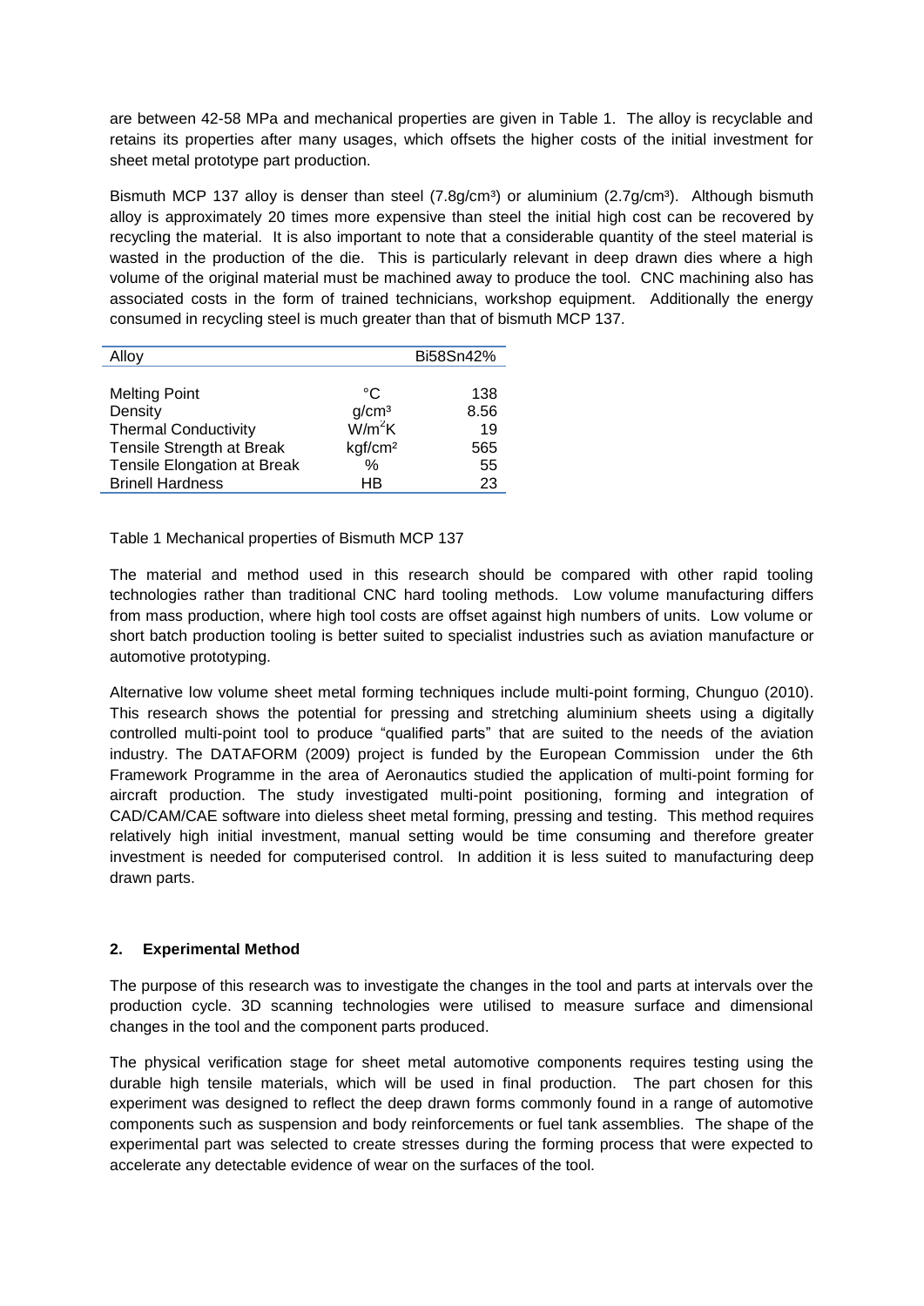are between 42-58 MPa and mechanical properties are given in Table 1. The alloy is recyclable and retains its properties after many usages, which offsets the higher costs of the initial investment for sheet metal prototype part production.

Bismuth MCP 137 alloy is denser than steel (7.8g/cm³) or aluminium (2.7g/cm³). Although bismuth alloy is approximately 20 times more expensive than steel the initial high cost can be recovered by recycling the material. It is also important to note that a considerable quantity of the steel material is wasted in the production of the die. This is particularly relevant in deep drawn dies where a high volume of the original material must be machined away to produce the tool. CNC machining also has associated costs in the form of trained technicians, workshop equipment. Additionally the energy consumed in recycling steel is much greater than that of bismuth MCP 137.

| Alloy | | Bi58Sn42% |
|---|---|---|
| Melting Point | °C | 138 |
| Density | g/cm³ | 8.56 |
| Thermal Conductivity | $W/m^2K$ | 19 |
| Tensile Strength at Break | kgf/cm² | 565 |
| Tensile Elongation at Break | % | 55 |
| Brinell Hardness | HB | 23 |

Table 1 Mechanical properties of Bismuth MCP 137

The material and method used in this research should be compared with other rapid tooling technologies rather than traditional CNC hard tooling methods. Low volume manufacturing differs from mass production, where high tool costs are offset against high numbers of units. Low volume or short batch production tooling is better suited to specialist industries such as aviation manufacture or automotive prototyping.

Alternative low volume sheet metal forming techniques include multi-point forming, Chunguo (2010). This research shows the potential for pressing and stretching aluminium sheets using a digitally controlled multi-point tool to produce "qualified parts" that are suited to the needs of the aviation industry. The DATAFORM (2009) project is funded by the European Commission under the 6th Framework Programme in the area of Aeronautics studied the application of multi-point forming for aircraft production. The study investigated multi-point positioning, forming and integration of CAD/CAM/CAE software into dieless sheet metal forming, pressing and testing. This method requires relatively high initial investment, manual setting would be time consuming and therefore greater investment is needed for computerised control. In addition it is less suited to manufacturing deep drawn parts.

## 2. Experimental Method

The purpose of this research was to investigate the changes in the tool and parts at intervals over the production cycle. 3D scanning technologies were utilised to measure surface and dimensional changes in the tool and the component parts produced.

The physical verification stage for sheet metal automotive components requires testing using the durable high tensile materials, which will be used in final production. The part chosen for this experiment was designed to reflect the deep drawn forms commonly found in a range of automotive components such as suspension and body reinforcements or fuel tank assemblies. The shape of the experimental part was selected to create stresses during the forming process that were expected to accelerate any detectable evidence of wear on the surfaces of the tool.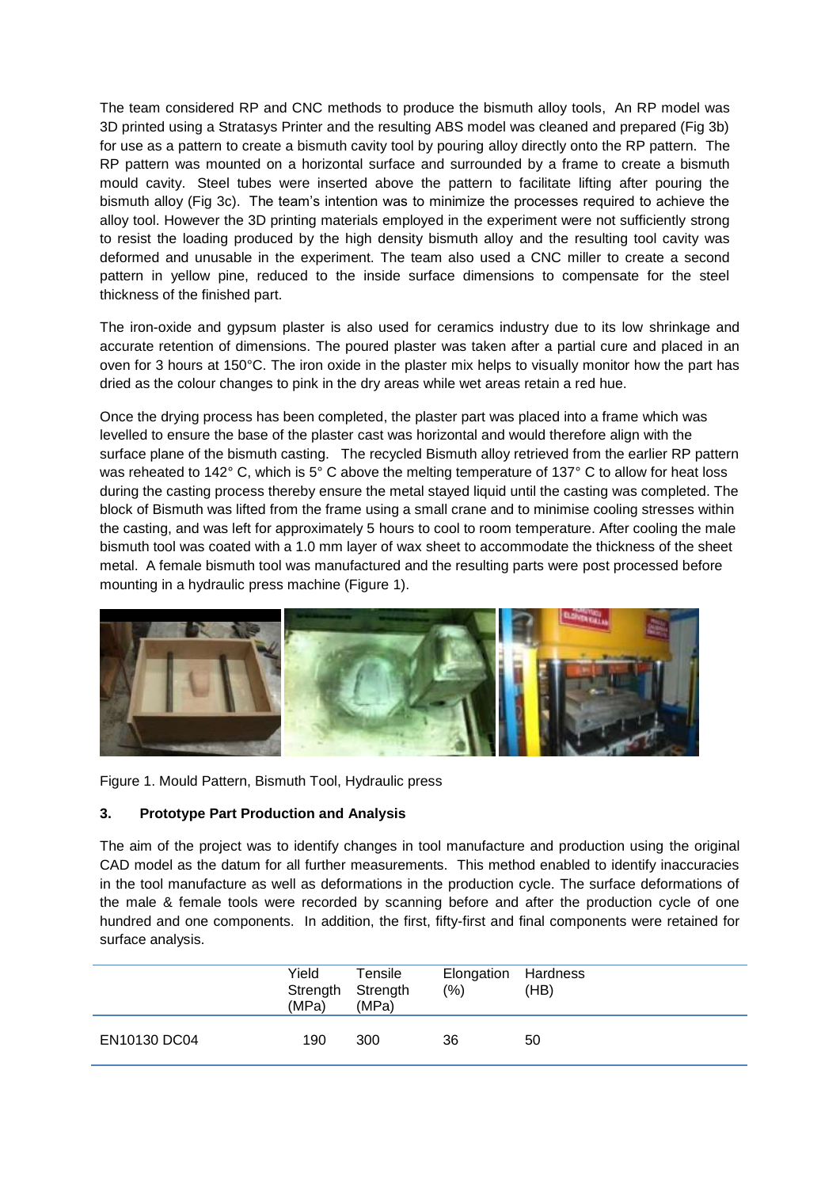The team considered RP and CNC methods to produce the bismuth alloy tools, An RP model was 3D printed using a Stratasys Printer and the resulting ABS model was cleaned and prepared (Fig 3b) for use as a pattern to create a bismuth cavity tool by pouring alloy directly onto the RP pattern. The RP pattern was mounted on a horizontal surface and surrounded by a frame to create a bismuth mould cavity. Steel tubes were inserted above the pattern to facilitate lifting after pouring the bismuth alloy (Fig 3c). The team's intention was to minimize the processes required to achieve the alloy tool. However the 3D printing materials employed in the experiment were not sufficiently strong to resist the loading produced by the high density bismuth alloy and the resulting tool cavity was deformed and unusable in the experiment. The team also used a CNC miller to create a second pattern in yellow pine, reduced to the inside surface dimensions to compensate for the steel thickness of the finished part.

The iron-oxide and gypsum plaster is also used for ceramics industry due to its low shrinkage and accurate retention of dimensions. The poured plaster was taken after a partial cure and placed in an oven for 3 hours at 150°C. The iron oxide in the plaster mix helps to visually monitor how the part has dried as the colour changes to pink in the dry areas while wet areas retain a red hue.

Once the drying process has been completed, the plaster part was placed into a frame which was levelled to ensure the base of the plaster cast was horizontal and would therefore align with the surface plane of the bismuth casting. The recycled Bismuth alloy retrieved from the earlier RP pattern was reheated to 142° C, which is 5° C above the melting temperature of 137° C to allow for heat loss during the casting process thereby ensure the metal stayed liquid until the casting was completed. The block of Bismuth was lifted from the frame using a small crane and to minimise cooling stresses within the casting, and was left for approximately 5 hours to cool to room temperature. After cooling the male bismuth tool was coated with a 1.0 mm layer of wax sheet to accommodate the thickness of the sheet metal. A female bismuth tool was manufactured and the resulting parts were post processed before mounting in a hydraulic press machine (Figure 1).

Figure 1. Mould Pattern, Bismuth Tool, Hydraulic press

## 3. Prototype Part Production and Analysis

The aim of the project was to identify changes in tool manufacture and production using the original CAD model as the datum for all further measurements. This method enabled to identify inaccuracies in the tool manufacture as well as deformations in the production cycle. The surface deformations of the male & female tools were recorded by scanning before and after the production cycle of one hundred and one components. In addition, the first, fifty-first and final components were retained for surface analysis.

| | Yield Strength (MPa) | Tensile Strength (MPa) | Elongation (%) | Hardness (HB) |
|---|---|---|---|---|
| EN10130 DC04 | 190 | 300 | 36 | 50 |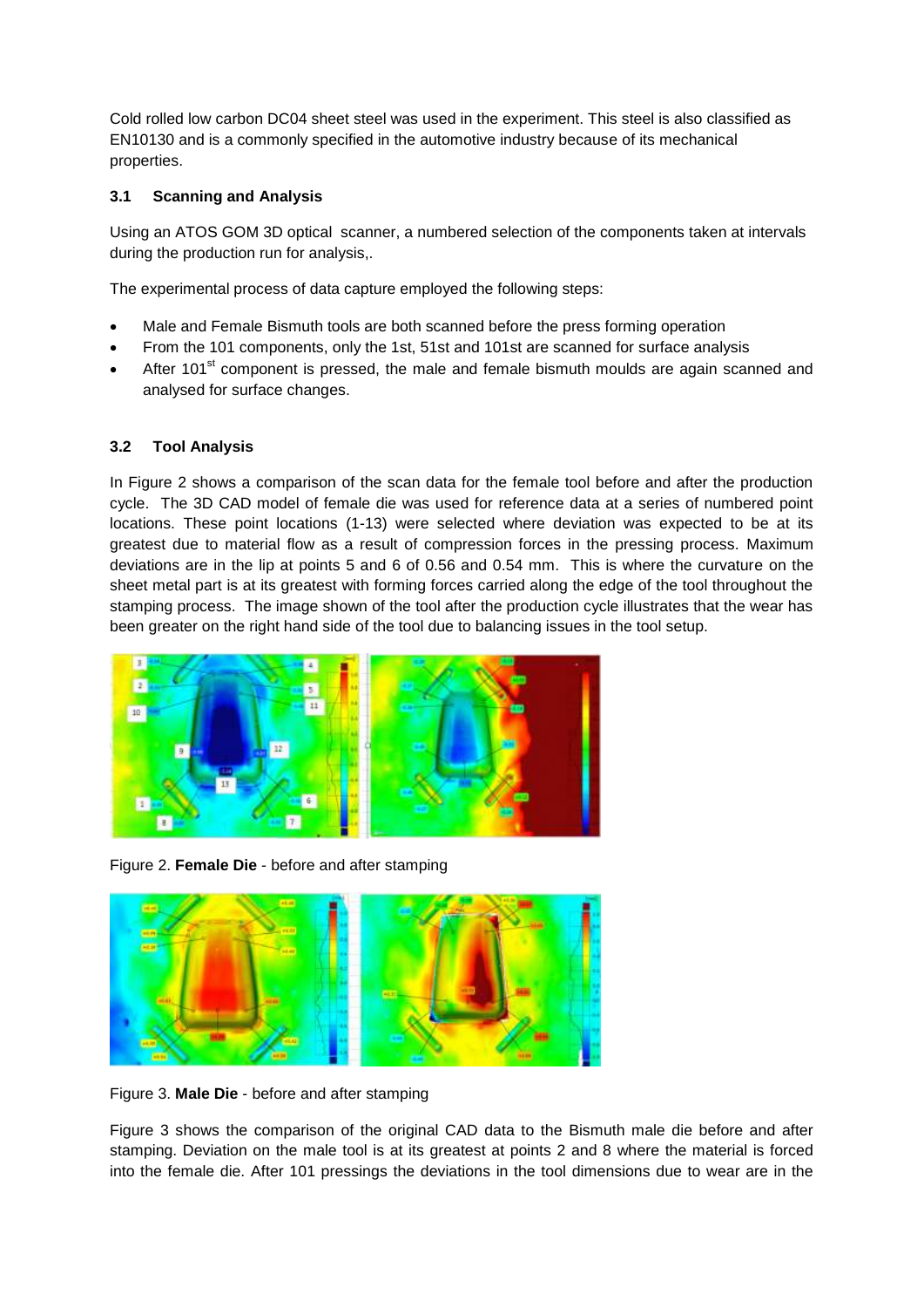Cold rolled low carbon DC04 sheet steel was used in the experiment. This steel is also classified as EN10130 and is a commonly specified in the automotive industry because of its mechanical properties.

### 3.1 Scanning and Analysis

Using an ATOS GOM 3D optical scanner, a numbered selection of the components taken at intervals during the production run for analysis,.

The experimental process of data capture employed the following steps:

- Male and Female Bismuth tools are both scanned before the press forming operation
- From the 101 components, only the 1st, 51st and 101st are scanned for surface analysis
- After 101st component is pressed, the male and female bismuth moulds are again scanned and analysed for surface changes.

### 3.2 Tool Analysis

In Figure 2 shows a comparison of the scan data for the female tool before and after the production cycle. The 3D CAD model of female die was used for reference data at a series of numbered point locations. These point locations (1-13) were selected where deviation was expected to be at its greatest due to material flow as a result of compression forces in the pressing process. Maximum deviations are in the lip at points 5 and 6 of 0.56 and 0.54 mm. This is where the curvature on the sheet metal part is at its greatest with forming forces carried along the edge of the tool throughout the stamping process. The image shown of the tool after the production cycle illustrates that the wear has been greater on the right hand side of the tool due to balancing issues in the tool setup.

Figure 2. **Female Die** - before and after stamping

Figure 3. **Male Die** - before and after stamping

Figure 3 shows the comparison of the original CAD data to the Bismuth male die before and after stamping. Deviation on the male tool is at its greatest at points 2 and 8 where the material is forced into the female die. After 101 pressings the deviations in the tool dimensions due to wear are in the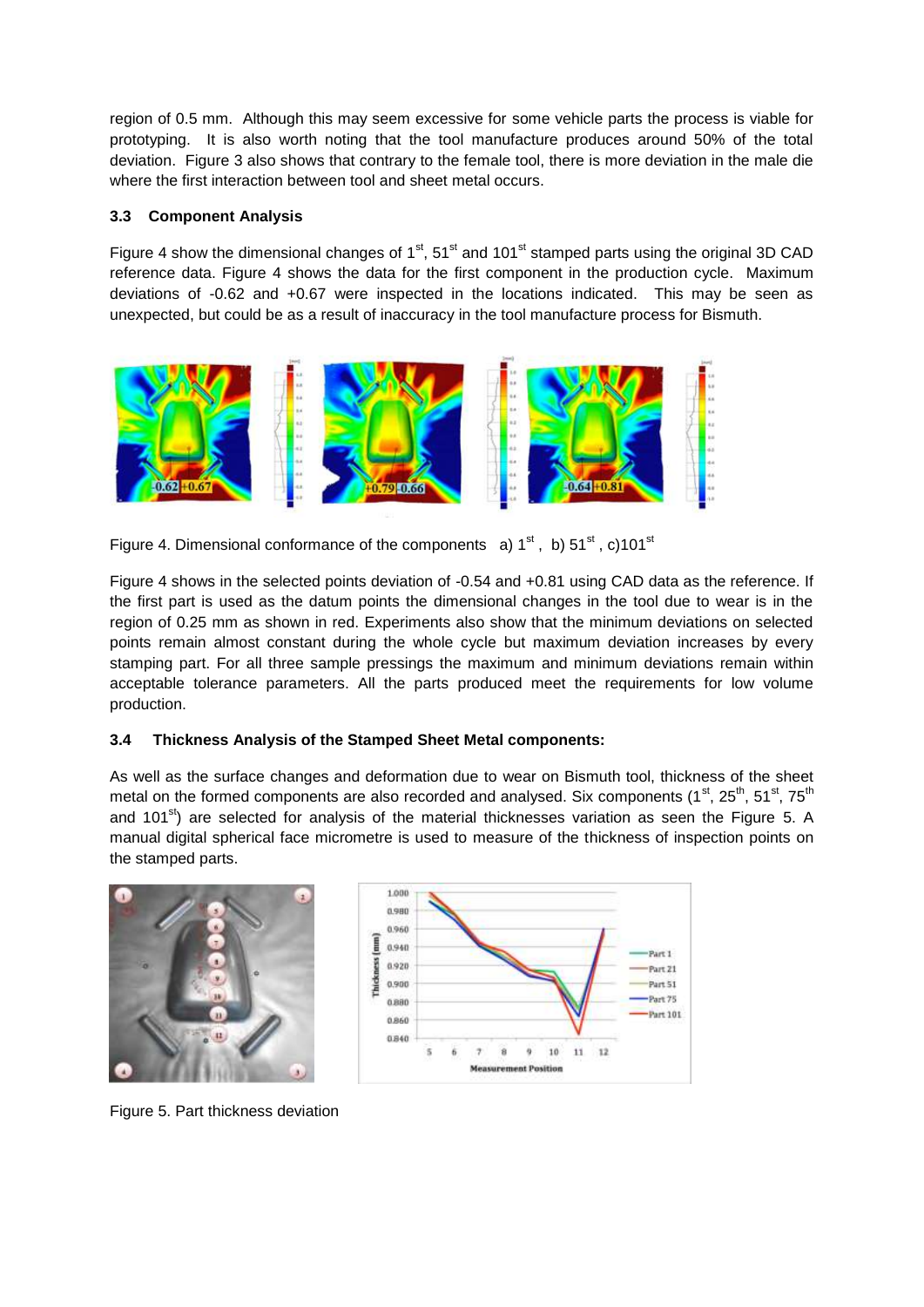region of 0.5 mm. Although this may seem excessive for some vehicle parts the process is viable for prototyping. It is also worth noting that the tool manufacture produces around 50% of the total deviation. Figure 3 also shows that contrary to the female tool, there is more deviation in the male die where the first interaction between tool and sheet metal occurs.

### 3.3 Component Analysis

Figure 4 show the dimensional changes of 1st, 51st and 101st stamped parts using the original 3D CAD reference data. Figure 4 shows the data for the first component in the production cycle. Maximum deviations of -0.62 and +0.67 were inspected in the locations indicated. This may be seen as unexpected, but could be as a result of inaccuracy in the tool manufacture process for Bismuth.

Figure 4. Dimensional conformance of the components a) 1st , b) 51st , c)101st

Figure 4 shows in the selected points deviation of -0.54 and +0.81 using CAD data as the reference. If the first part is used as the datum points the dimensional changes in the tool due to wear is in the region of 0.25 mm as shown in red. Experiments also show that the minimum deviations on selected points remain almost constant during the whole cycle but maximum deviation increases by every stamping part. For all three sample pressings the maximum and minimum deviations remain within acceptable tolerance parameters. All the parts produced meet the requirements for low volume production.

### 3.4 Thickness Analysis of the Stamped Sheet Metal components:

As well as the surface changes and deformation due to wear on Bismuth tool, thickness of the sheet metal on the formed components are also recorded and analysed. Six components (1st, 25th, 51st, 75th and 101st) are selected for analysis of the material thicknesses variation as seen the Figure 5. A manual digital spherical face micrometre is used to measure of the thickness of inspection points on the stamped parts.

Figure 5. Part thickness deviation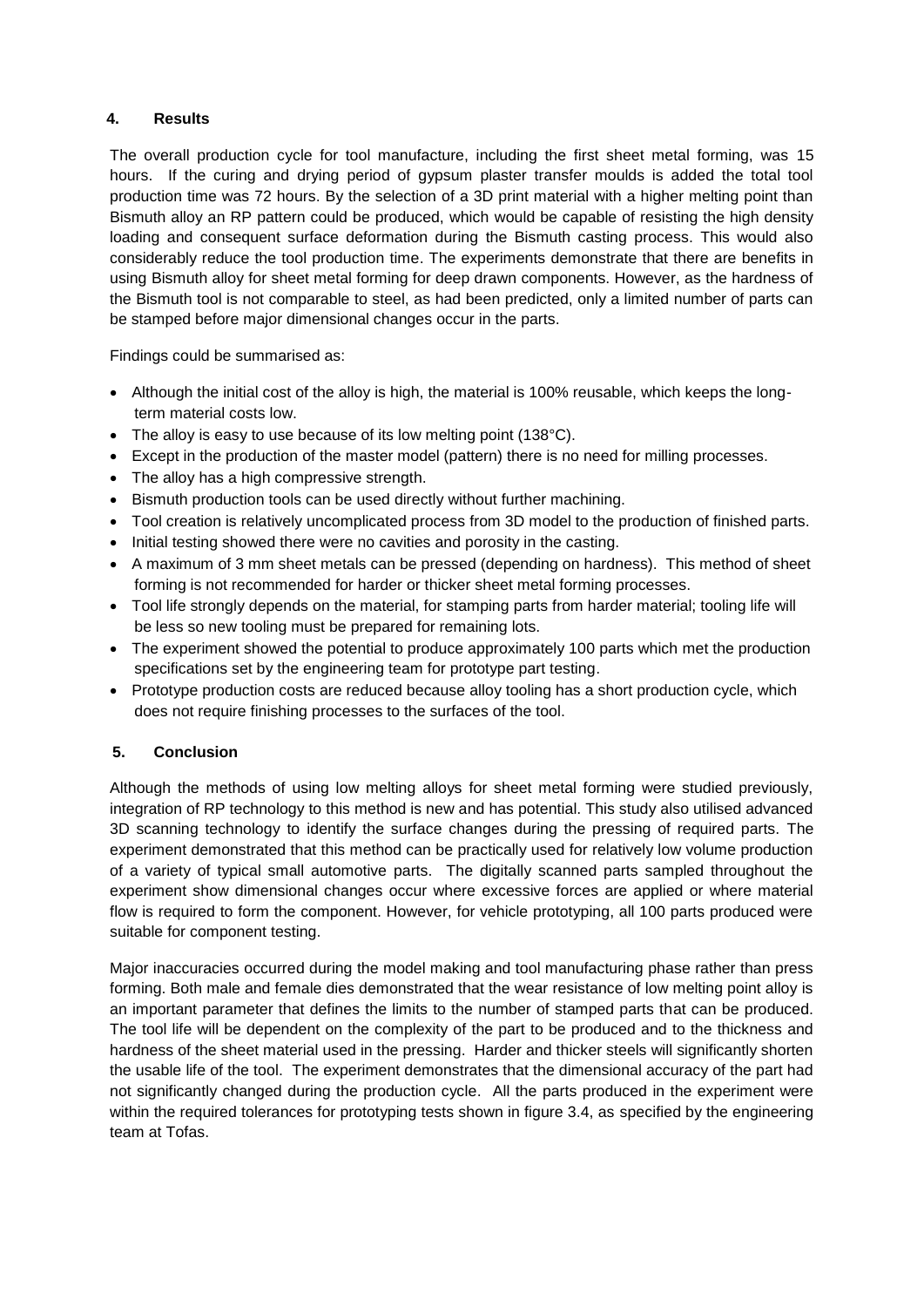## 4. Results

The overall production cycle for tool manufacture, including the first sheet metal forming, was 15 hours. If the curing and drying period of gypsum plaster transfer moulds is added the total tool production time was 72 hours. By the selection of a 3D print material with a higher melting point than Bismuth alloy an RP pattern could be produced, which would be capable of resisting the high density loading and consequent surface deformation during the Bismuth casting process. This would also considerably reduce the tool production time. The experiments demonstrate that there are benefits in using Bismuth alloy for sheet metal forming for deep drawn components. However, as the hardness of the Bismuth tool is not comparable to steel, as had been predicted, only a limited number of parts can be stamped before major dimensional changes occur in the parts.

Findings could be summarised as:

- Although the initial cost of the alloy is high, the material is 100% reusable, which keeps the long-term material costs low.
- The alloy is easy to use because of its low melting point (138°C).
- Except in the production of the master model (pattern) there is no need for milling processes.
- The alloy has a high compressive strength.
- Bismuth production tools can be used directly without further machining.
- Tool creation is relatively uncomplicated process from 3D model to the production of finished parts.
- Initial testing showed there were no cavities and porosity in the casting.
- A maximum of 3 mm sheet metals can be pressed (depending on hardness). This method of sheet forming is not recommended for harder or thicker sheet metal forming processes.
- Tool life strongly depends on the material, for stamping parts from harder material; tooling life will be less so new tooling must be prepared for remaining lots.
- The experiment showed the potential to produce approximately 100 parts which met the production specifications set by the engineering team for prototype part testing.
- Prototype production costs are reduced because alloy tooling has a short production cycle, which does not require finishing processes to the surfaces of the tool.

## 5. Conclusion

Although the methods of using low melting alloys for sheet metal forming were studied previously, integration of RP technology to this method is new and has potential. This study also utilised advanced 3D scanning technology to identify the surface changes during the pressing of required parts. The experiment demonstrated that this method can be practically used for relatively low volume production of a variety of typical small automotive parts. The digitally scanned parts sampled throughout the experiment show dimensional changes occur where excessive forces are applied or where material flow is required to form the component. However, for vehicle prototyping, all 100 parts produced were suitable for component testing.

Major inaccuracies occurred during the model making and tool manufacturing phase rather than press forming. Both male and female dies demonstrated that the wear resistance of low melting point alloy is an important parameter that defines the limits to the number of stamped parts that can be produced. The tool life will be dependent on the complexity of the part to be produced and to the thickness and hardness of the sheet material used in the pressing. Harder and thicker steels will significantly shorten the usable life of the tool. The experiment demonstrates that the dimensional accuracy of the part had not significantly changed during the production cycle. All the parts produced in the experiment were within the required tolerances for prototyping tests shown in figure 3.4, as specified by the engineering team at Tofas.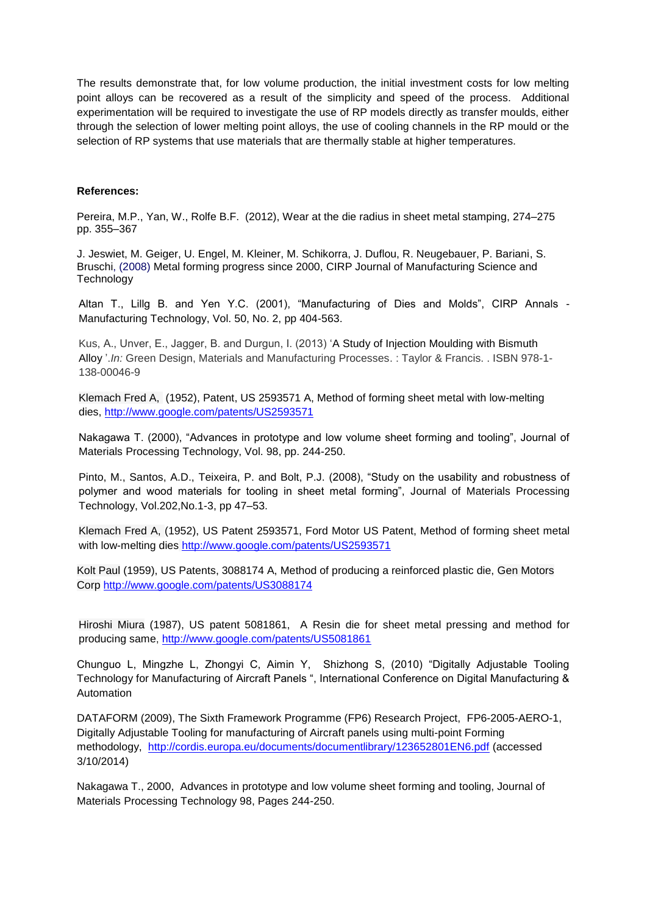The results demonstrate that, for low volume production, the initial investment costs for low melting point alloys can be recovered as a result of the simplicity and speed of the process. Additional experimentation will be required to investigate the use of RP models directly as transfer moulds, either through the selection of lower melting point alloys, the use of cooling channels in the RP mould or the selection of RP systems that use materials that are thermally stable at higher temperatures.

**References:**

Pereira, M.P., Yan, W., Rolfe B.F. (2012), Wear at the die radius in sheet metal stamping, 274–275 pp. 355–367

J. Jeswiet, M. Geiger, U. Engel, M. Kleiner, M. Schikorra, J. Duflou, R. Neugebauer, P. Bariani, S. Bruschi, (2008) Metal forming progress since 2000, CIRP Journal of Manufacturing Science and Technology

Altan T., Lillg B. and Yen Y.C. (2001), "Manufacturing of Dies and Molds", CIRP Annals - Manufacturing Technology, Vol. 50, No. 2, pp 404-563.

Kus, A., Unver, E., Jagger, B. and Durgun, I. (2013) 'A Study of Injection Moulding with Bismuth Alloy '.*In:* Green Design, Materials and Manufacturing Processes. : Taylor & Francis. . ISBN 978-1-138-00046-9

Klemach Fred A, (1952), Patent, US 2593571 A, Method of forming sheet metal with low-melting dies, http://www.google.com/patents/US2593571

Nakagawa T. (2000), "Advances in prototype and low volume sheet forming and tooling", Journal of Materials Processing Technology, Vol. 98, pp. 244-250.

Pinto, M., Santos, A.D., Teixeira, P. and Bolt, P.J. (2008), "Study on the usability and robustness of polymer and wood materials for tooling in sheet metal forming", Journal of Materials Processing Technology, Vol.202,No.1-3, pp 47–53.

Klemach Fred A, (1952), US Patent 2593571, Ford Motor US Patent, Method of forming sheet metal with low-melting dies http://www.google.com/patents/US2593571

Kolt Paul (1959), US Patents, 3088174 A, Method of producing a reinforced plastic die, Gen Motors Corp http://www.google.com/patents/US3088174

Hiroshi Miura (1987), US patent 5081861, A Resin die for sheet metal pressing and method for producing same, http://www.google.com/patents/US5081861

Chunguo L, Mingzhe L, Zhongyi C, Aimin Y, Shizhong S, (2010) "Digitally Adjustable Tooling Technology for Manufacturing of Aircraft Panels ", International Conference on Digital Manufacturing & Automation

DATAFORM (2009), The Sixth Framework Programme (FP6) Research Project, FP6-2005-AERO-1, Digitally Adjustable Tooling for manufacturing of Aircraft panels using multi-point Forming methodology, http://cordis.europa.eu/documents/documentlibrary/123652801EN6.pdf (accessed 3/10/2014)

Nakagawa T., 2000, Advances in prototype and low volume sheet forming and tooling, Journal of Materials Processing Technology 98, Pages 244-250.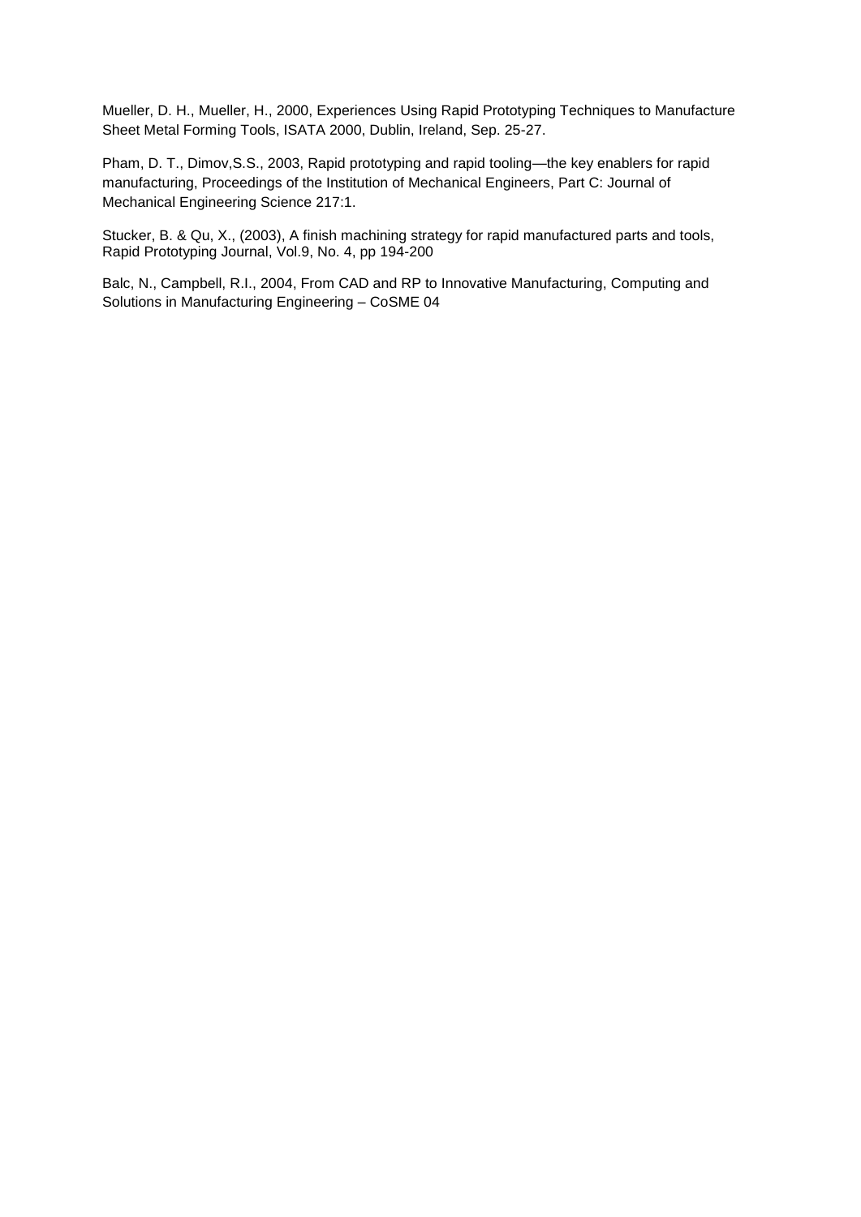Mueller, D. H., Mueller, H., 2000, Experiences Using Rapid Prototyping Techniques to Manufacture Sheet Metal Forming Tools, ISATA 2000, Dublin, Ireland, Sep. 25-27.

Pham, D. T., Dimov,S.S., 2003, Rapid prototyping and rapid tooling—the key enablers for rapid manufacturing, Proceedings of the Institution of Mechanical Engineers, Part C: Journal of Mechanical Engineering Science 217:1.

Stucker, B. & Qu, X., (2003), A finish machining strategy for rapid manufactured parts and tools, Rapid Prototyping Journal, Vol.9, No. 4, pp 194-200

Balc, N., Campbell, R.I., 2004, From CAD and RP to Innovative Manufacturing, Computing and Solutions in Manufacturing Engineering – CoSME 04